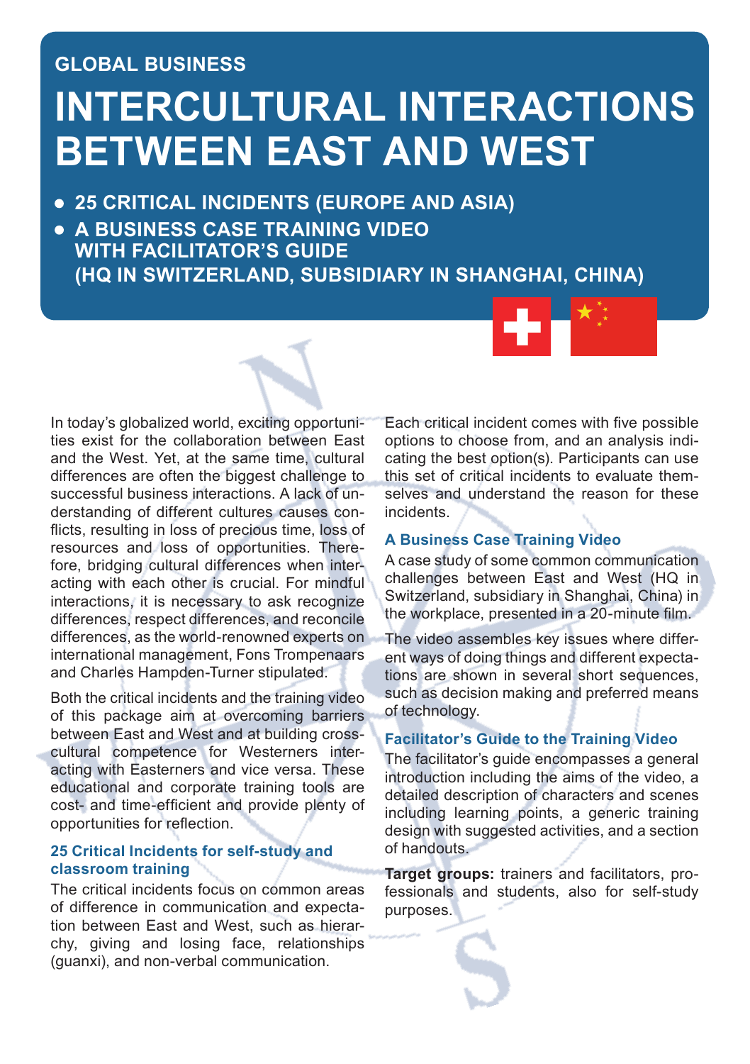GLOBAL BUSINESS

# INTERCULTURAL INTERACTIONS BETWEEN EAST AND WEST

- **25 CRITICAL INCIDENTS (EUROPE AND ASIA)**
- **A BUSINESS CASE TRAINING VIDEO WITH FACILITATOR'S GUIDE (HQ IN SWITZERLAND, SUBSIDIARY IN SHANGHAI, CHINA)**

In today's globalized world, exciting opportunities exist for the collaboration between East and the West. Yet, at the same time, cultural differences are often the biggest challenge to successful business interactions. A lack of understanding of different cultures causes conflicts, resulting in loss of precious time, loss of resources and loss of opportunities. Therefore, bridging cultural differences when interacting with each other is crucial. For mindful interactions, it is necessary to ask recognize differences, respect differences, and reconcile differences, as the world-renowned experts on international management, Fons Trompenaars and Charles Hampden-Turner stipulated.

Both the critical incidents and the training video of this package aim at overcoming barriers between East and West and at building cross-cultural competence for Westerners interacting with Easterners and vice versa. These educational and corporate training tools are cost- and time-efficient and provide plenty of opportunities for reflection.

### 25 Critical Incidents for self-study and classroom training

The critical incidents focus on common areas of difference in communication and expectation between East and West, such as hierarchy, giving and losing face, relationships (guanxi), and non-verbal communication.

Each critical incident comes with five possible options to choose from, and an analysis indicating the best option(s). Participants can use this set of critical incidents to evaluate themselves and understand the reason for these incidents.

### A Business Case Training Video

A case study of some common communication challenges between East and West (HQ in Switzerland, subsidiary in Shanghai, China) in the workplace, presented in a 20-minute film.

The video assembles key issues where different ways of doing things and different expectations are shown in several short sequences, such as decision making and preferred means of technology.

### Facilitator's Guide to the Training Video

The facilitator's guide encompasses a general introduction including the aims of the video, a detailed description of characters and scenes including learning points, a generic training design with suggested activities, and a section of handouts.

**Target groups:** trainers and facilitators, professionals and students, also for self-study purposes.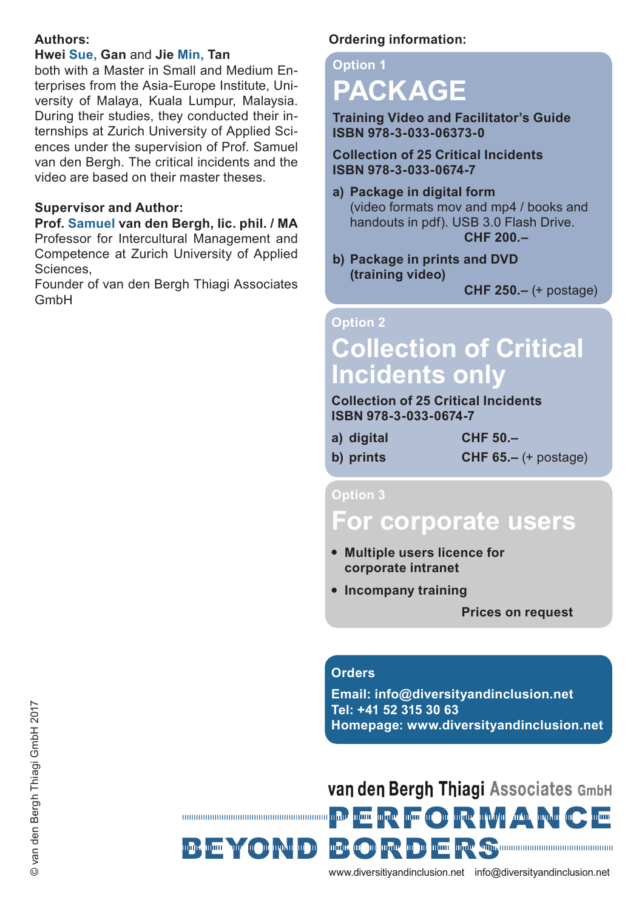**Authors:**

**Hwei Sue, Gan** and **Jie Min, Tan**

both with a Master in Small and Medium Enterprises from the Asia-Europe Institute, University of Malaya, Kuala Lumpur, Malaysia. During their studies, they conducted their internships at Zurich University of Applied Sciences under the supervision of Prof. Samuel van den Bergh. The critical incidents and the video are based on their master theses.

**Supervisor and Author:**

**Prof. Samuel van den Bergh, lic. phil. / MA**

Professor for Intercultural Management and Competence at Zurich University of Applied Sciences,

Founder of van den Bergh Thiagi Associates GmbH

**Ordering information:**

## Option 1

# PACKAGE

**Training Video and Facilitator's Guide**
**ISBN 978-3-033-06373-0**

**Collection of 25 Critical Incidents**
**ISBN 978-3-033-0674-7**

a) **Package in digital form**
(video formats mov and mp4 / books and handouts in pdf). USB 3.0 Flash Drive.
**CHF 200.–**

b) **Package in prints and DVD (training video)**
**CHF 250.–** (+ postage)

## Option 2

# Collection of Critical Incidents only

**Collection of 25 Critical Incidents**
**ISBN 978-3-033-0674-7**

a) **digital** **CHF 50.–**

b) **prints** **CHF 65.–** (+ postage)

## Option 3

# For corporate users

- **Multiple users licence for corporate intranet**
- **Incompany training**

**Prices on request**

## Orders

**Email: info@diversityandinclusion.net**
**Tel: +41 52 315 30 63**
**Homepage: www.diversityandinclusion.net**

van den Bergh Thiagi Associates GmbH

PERFORMANCE BEYOND BORDERS

www.diversitiyandinclusion.net info@diversityandinclusion.net

© van den Bergh Thiagi GmbH 2017